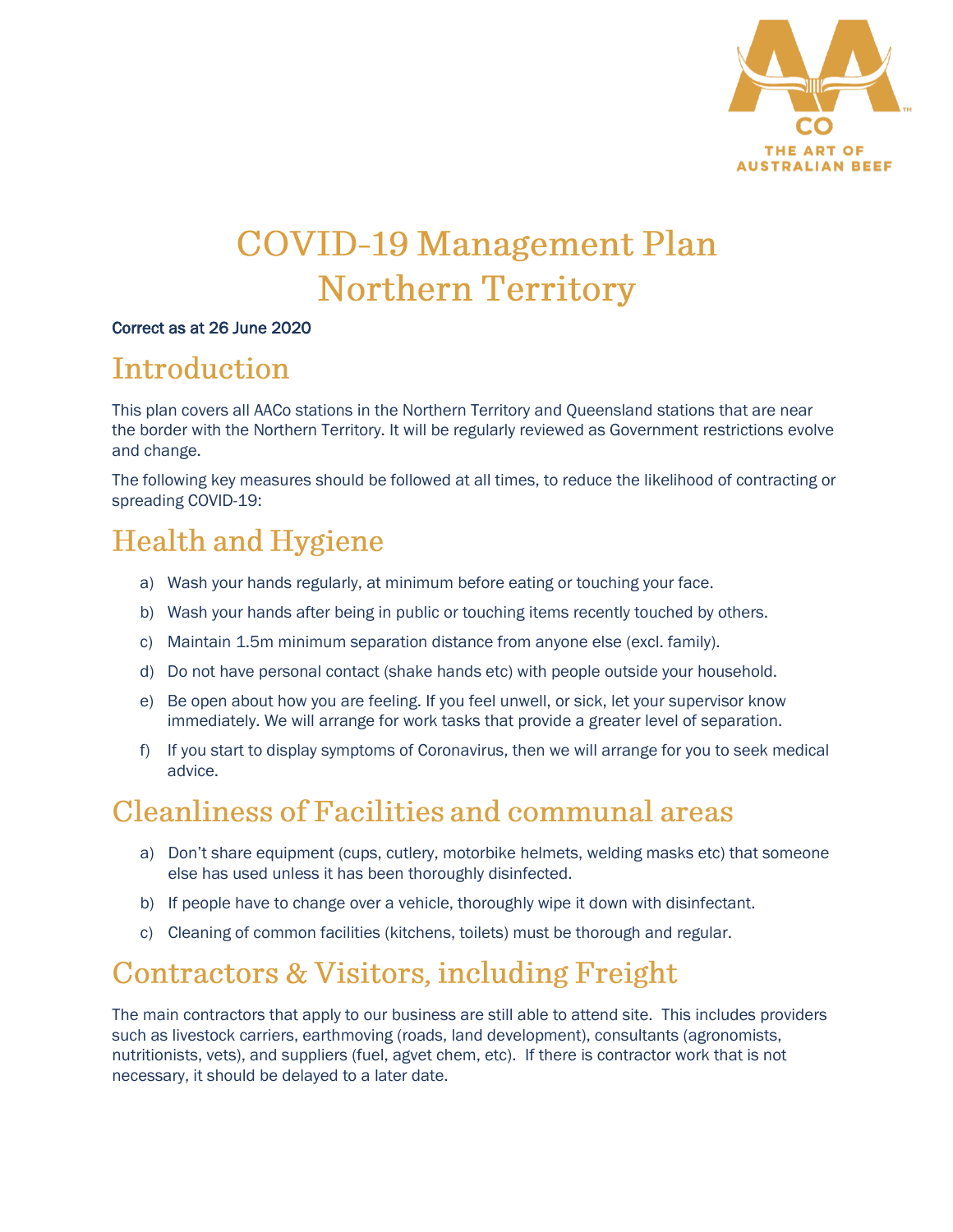# COVID-19 Management Plan Northern Territory

**Correct as at 26 June 2020**

## Introduction

This plan covers all AACo stations in the Northern Territory and Queensland stations that are near the border with the Northern Territory. It will be regularly reviewed as Government restrictions evolve and change.

The following key measures should be followed at all times, to reduce the likelihood of contracting or spreading COVID-19:

## Health and Hygiene

a) Wash your hands regularly, at minimum before eating or touching your face.

b) Wash your hands after being in public or touching items recently touched by others.

c) Maintain 1.5m minimum separation distance from anyone else (excl. family).

d) Do not have personal contact (shake hands etc) with people outside your household.

e) Be open about how you are feeling. If you feel unwell, or sick, let your supervisor know immediately. We will arrange for work tasks that provide a greater level of separation.

f) If you start to display symptoms of Coronavirus, then we will arrange for you to seek medical advice.

## Cleanliness of Facilities and communal areas

a) Don't share equipment (cups, cutlery, motorbike helmets, welding masks etc) that someone else has used unless it has been thoroughly disinfected.

b) If people have to change over a vehicle, thoroughly wipe it down with disinfectant.

c) Cleaning of common facilities (kitchens, toilets) must be thorough and regular.

## Contractors & Visitors, including Freight

The main contractors that apply to our business are still able to attend site. This includes providers such as livestock carriers, earthmoving (roads, land development), consultants (agronomists, nutritionists, vets), and suppliers (fuel, agvet chem, etc). If there is contractor work that is not necessary, it should be delayed to a later date.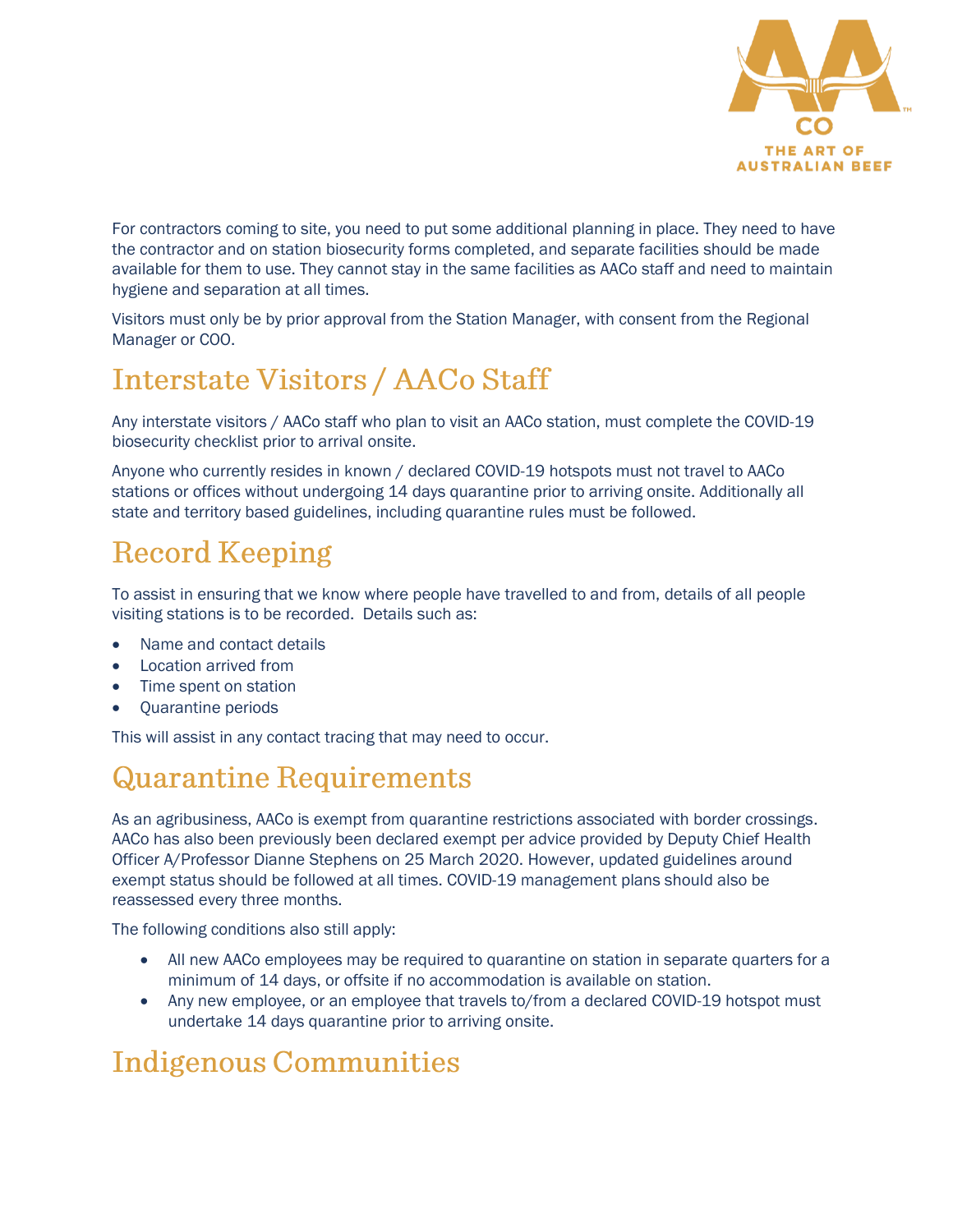For contractors coming to site, you need to put some additional planning in place. They need to have the contractor and on station biosecurity forms completed, and separate facilities should be made available for them to use. They cannot stay in the same facilities as AACo staff and need to maintain hygiene and separation at all times.

Visitors must only be by prior approval from the Station Manager, with consent from the Regional Manager or COO.

# Interstate Visitors / AACo Staff

Any interstate visitors / AACo staff who plan to visit an AACo station, must complete the COVID-19 biosecurity checklist prior to arrival onsite.

Anyone who currently resides in known / declared COVID-19 hotspots must not travel to AACo stations or offices without undergoing 14 days quarantine prior to arriving onsite. Additionally all state and territory based guidelines, including quarantine rules must be followed.

# Record Keeping

To assist in ensuring that we know where people have travelled to and from, details of all people visiting stations is to be recorded. Details such as:

- Name and contact details
- Location arrived from
- Time spent on station
- Quarantine periods

This will assist in any contact tracing that may need to occur.

# Quarantine Requirements

As an agribusiness, AACo is exempt from quarantine restrictions associated with border crossings. AACo has also been previously been declared exempt per advice provided by Deputy Chief Health Officer A/Professor Dianne Stephens on 25 March 2020. However, updated guidelines around exempt status should be followed at all times. COVID-19 management plans should also be reassessed every three months.

The following conditions also still apply:

- All new AACo employees may be required to quarantine on station in separate quarters for a minimum of 14 days, or offsite if no accommodation is available on station.
- Any new employee, or an employee that travels to/from a declared COVID-19 hotspot must undertake 14 days quarantine prior to arriving onsite.

# Indigenous Communities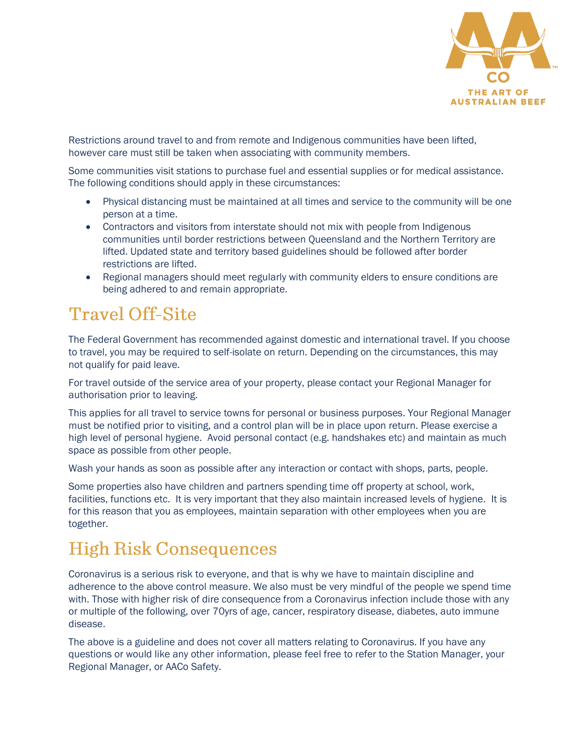Restrictions around travel to and from remote and Indigenous communities have been lifted, however care must still be taken when associating with community members.

Some communities visit stations to purchase fuel and essential supplies or for medical assistance. The following conditions should apply in these circumstances:

- Physical distancing must be maintained at all times and service to the community will be one person at a time.
- Contractors and visitors from interstate should not mix with people from Indigenous communities until border restrictions between Queensland and the Northern Territory are lifted. Updated state and territory based guidelines should be followed after border restrictions are lifted.
- Regional managers should meet regularly with community elders to ensure conditions are being adhered to and remain appropriate.

## Travel Off-Site

The Federal Government has recommended against domestic and international travel. If you choose to travel, you may be required to self-isolate on return. Depending on the circumstances, this may not qualify for paid leave.

For travel outside of the service area of your property, please contact your Regional Manager for authorisation prior to leaving.

This applies for all travel to service towns for personal or business purposes. Your Regional Manager must be notified prior to visiting, and a control plan will be in place upon return. Please exercise a high level of personal hygiene. Avoid personal contact (e.g. handshakes etc) and maintain as much space as possible from other people.

Wash your hands as soon as possible after any interaction or contact with shops, parts, people.

Some properties also have children and partners spending time off property at school, work, facilities, functions etc. It is very important that they also maintain increased levels of hygiene. It is for this reason that you as employees, maintain separation with other employees when you are together.

## High Risk Consequences

Coronavirus is a serious risk to everyone, and that is why we have to maintain discipline and adherence to the above control measure. We also must be very mindful of the people we spend time with. Those with higher risk of dire consequence from a Coronavirus infection include those with any or multiple of the following, over 70yrs of age, cancer, respiratory disease, diabetes, auto immune disease.

The above is a guideline and does not cover all matters relating to Coronavirus. If you have any questions or would like any other information, please feel free to refer to the Station Manager, your Regional Manager, or AACo Safety.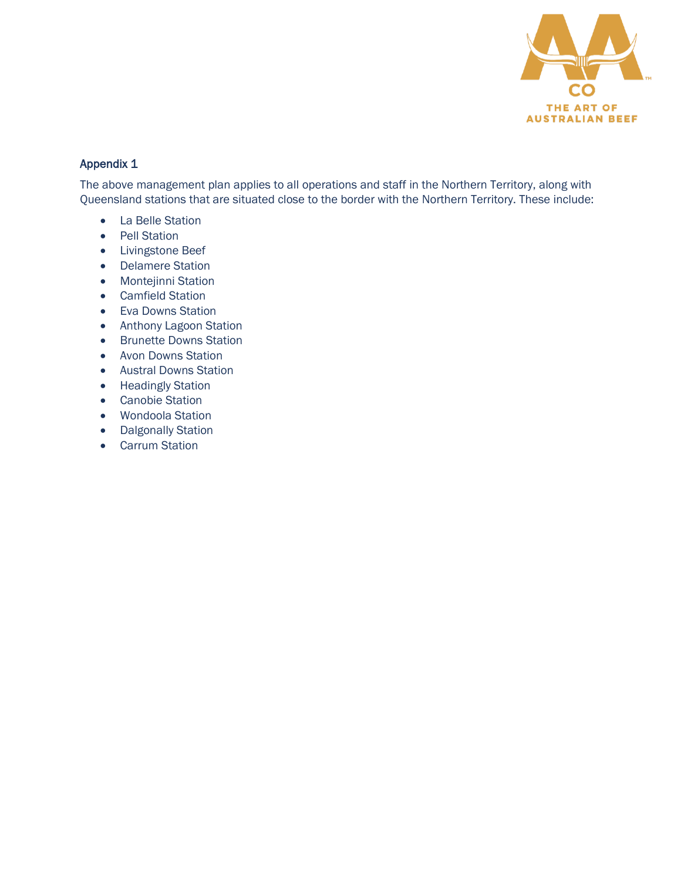## Appendix 1

The above management plan applies to all operations and staff in the Northern Territory, along with Queensland stations that are situated close to the border with the Northern Territory. These include:

- La Belle Station
- Pell Station
- Livingstone Beef
- Delamere Station
- Montejinni Station
- Camfield Station
- Eva Downs Station
- Anthony Lagoon Station
- Brunette Downs Station
- Avon Downs Station
- Austral Downs Station
- Headingly Station
- Canobie Station
- Wondoola Station
- Dalgonally Station
- Carrum Station